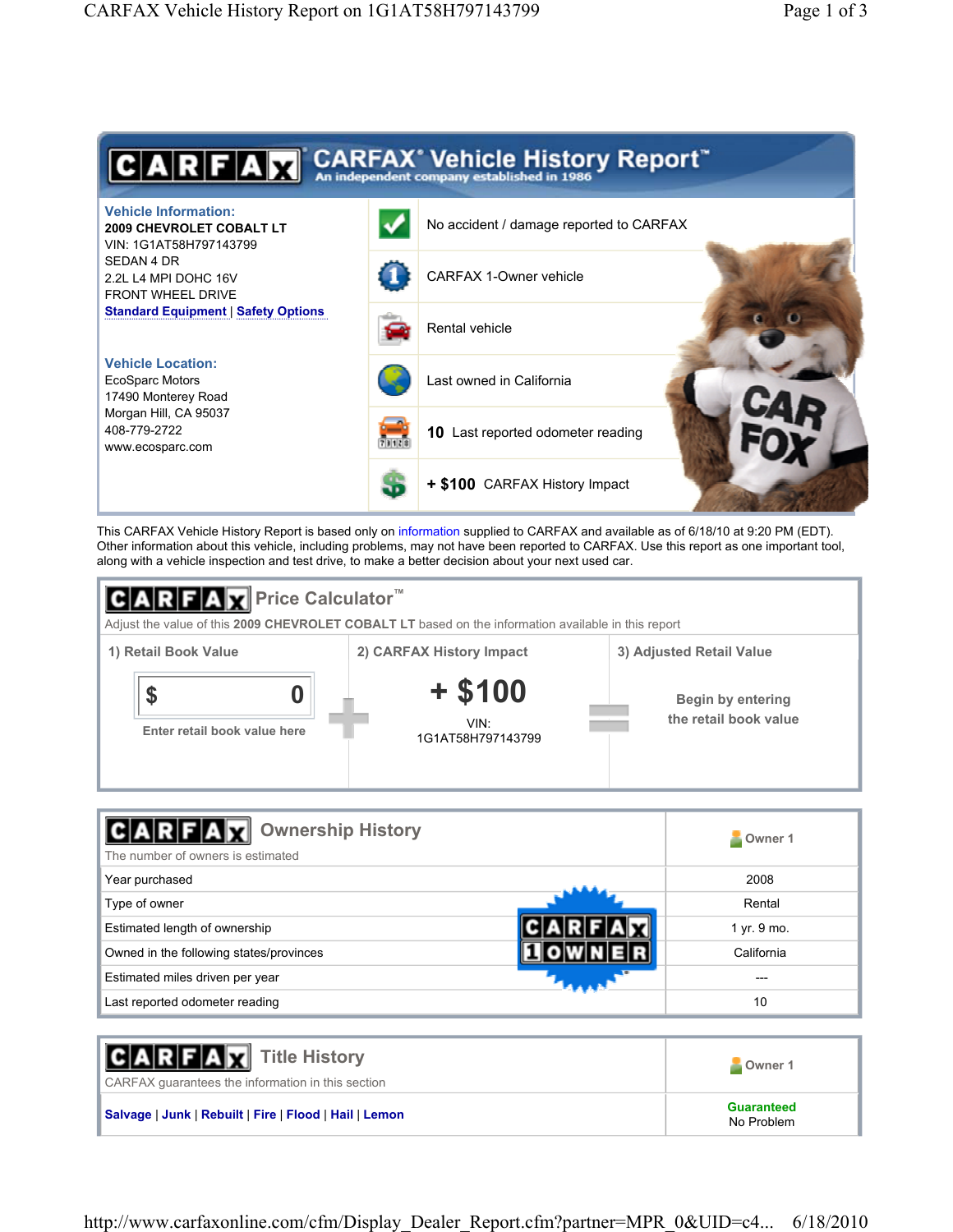# CARFAX® Vehicle History Report™

An independent company established in 1986

**Vehicle Information:**

**2009 CHEVROLET COBALT LT**
VIN: 1G1AT58H797143799
SEDAN 4 DR
2.2L L4 MPI DOHC 16V
FRONT WHEEL DRIVE
Standard Equipment | Safety Options

**Vehicle Location:**

EcoSparc Motors
17490 Monterey Road
Morgan Hill, CA 95037
408-779-2722
www.ecosparc.com

- No accident / damage reported to CARFAX
- CARFAX 1-Owner vehicle
- Rental vehicle
- Last owned in California
- **10** Last reported odometer reading
- **+ $100** CARFAX History Impact

This CARFAX Vehicle History Report is based only on information supplied to CARFAX and available as of 6/18/10 at 9:20 PM (EDT). Other information about this vehicle, including problems, may not have been reported to CARFAX. Use this report as one important tool, along with a vehicle inspection and test drive, to make a better decision about your next used car.

## CARFAX Price Calculator™

Adjust the value of this **2009 CHEVROLET COBALT LT** based on the information available in this report

| 1) Retail Book Value | | 2) CARFAX History Impact | | 3) Adjusted Retail Value |
|---|---|---|---|---|
| $ 0<br>Enter retail book value here | + | **+ $100**<br>VIN: 1G1AT58H797143799 | = | Begin by entering the retail book value |

## CARFAX Ownership History

The number of owners is estimated

| | Owner 1 |
|---|---|
| Year purchased | 2008 |
| Type of owner | Rental |
| Estimated length of ownership | 1 yr. 9 mo. |
| Owned in the following states/provinces | California |
| Estimated miles driven per year | --- |
| Last reported odometer reading | 10 |

CARFAX 1 OWNER

## CARFAX Title History

CARFAX guarantees the information in this section

| | Owner 1 |
|---|---|
| Salvage \| Junk \| Rebuilt \| Fire \| Flood \| Hail \| Lemon | **Guaranteed**<br>No Problem |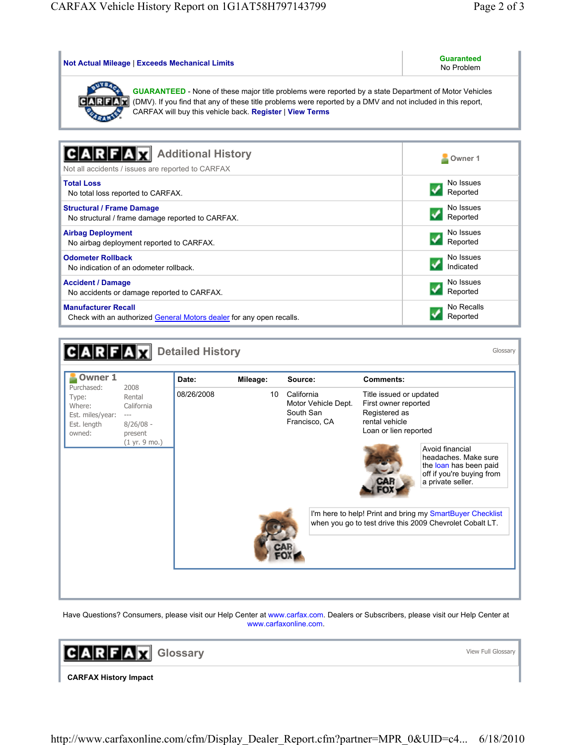| Not Actual Mileage \| Exceeds Mechanical Limits | **Guaranteed** No Problem |
|---|---|

**GUARANTEED** - None of these major title problems were reported by a state Department of Motor Vehicles (DMV). If you find that any of these title problems were reported by a DMV and not included in this report, CARFAX will buy this vehicle back. **Register** | **View Terms**

## Additional History

Not all accidents / issues are reported to CARFAX

| | Owner 1 |
|---|---|
| **Total Loss** No total loss reported to CARFAX. | No Issues Reported |
| **Structural / Frame Damage** No structural / frame damage reported to CARFAX. | No Issues Reported |
| **Airbag Deployment** No airbag deployment reported to CARFAX. | No Issues Reported |
| **Odometer Rollback** No indication of an odometer rollback. | No Issues Indicated |
| **Accident / Damage** No accidents or damage reported to CARFAX. | No Issues Reported |
| **Manufacturer Recall** Check with an authorized General Motors dealer for any open recalls. | No Recalls Reported |

## Detailed History

Glossary

**Owner 1**

| | |
|---|---|
| Purchased: | 2008 |
| Type: | Rental |
| Where: | California |
| Est. miles/year: | --- |
| Est. length owned: | 8/26/08 - present (1 yr. 9 mo.) |

| Date: | Mileage: | Source: | Comments: |
|---|---|---|---|
| 08/26/2008 | 10 | California Motor Vehicle Dept. South San Francisco, CA | Title issued or updated First owner reported Registered as rental vehicle Loan or lien reported |

Avoid financial headaches. Make sure the loan has been paid off if you're buying from a private seller.

I'm here to help! Print and bring my SmartBuyer Checklist when you go to test drive this 2009 Chevrolet Cobalt LT.

Have Questions? Consumers, please visit our Help Center at www.carfax.com. Dealers or Subscribers, please visit our Help Center at www.carfaxonline.com.

## Glossary

View Full Glossary

**CARFAX History Impact**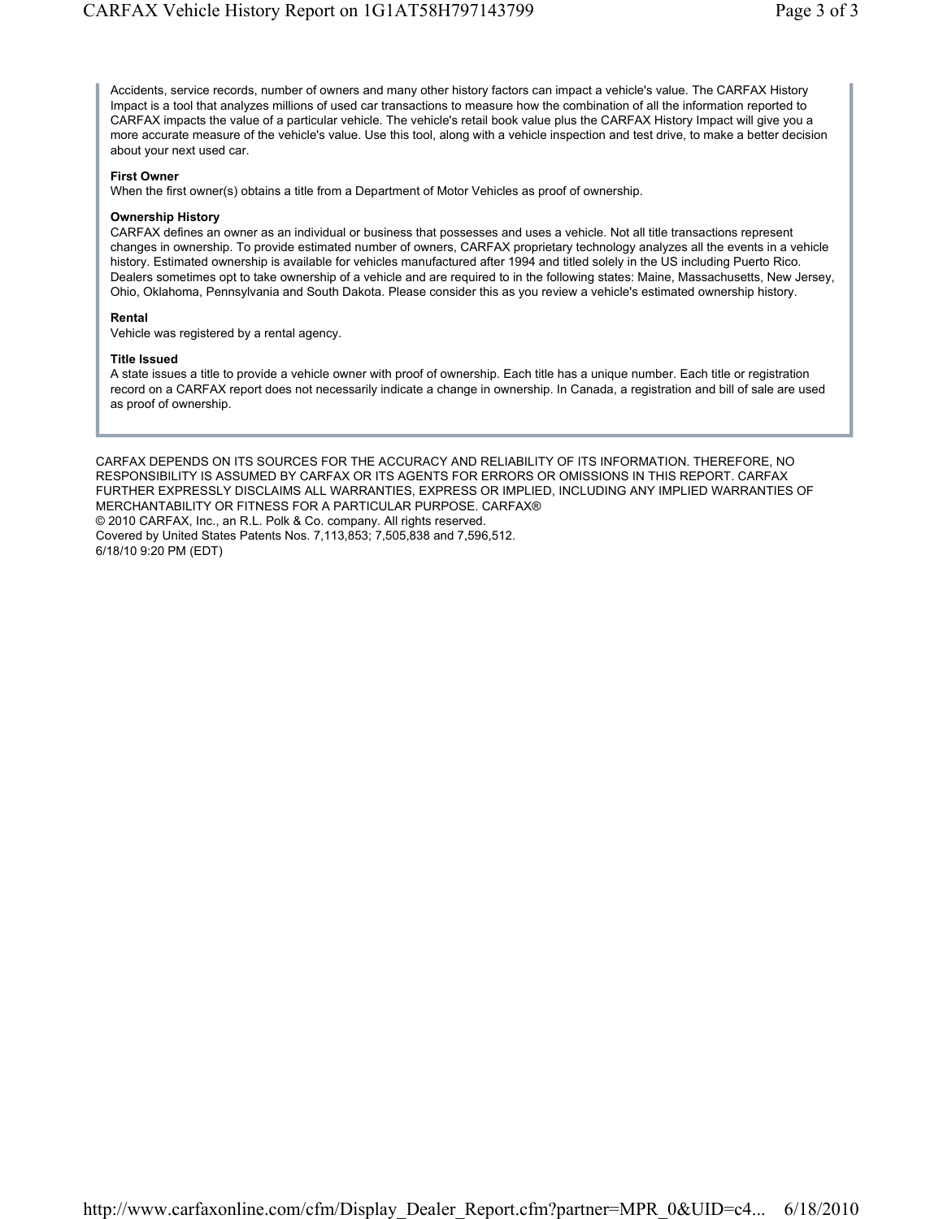Accidents, service records, number of owners and many other history factors can impact a vehicle's value. The CARFAX History Impact is a tool that analyzes millions of used car transactions to measure how the combination of all the information reported to CARFAX impacts the value of a particular vehicle. The vehicle's retail book value plus the CARFAX History Impact will give you a more accurate measure of the vehicle's value. Use this tool, along with a vehicle inspection and test drive, to make a better decision about your next used car.

**First Owner**
When the first owner(s) obtains a title from a Department of Motor Vehicles as proof of ownership.

**Ownership History**
CARFAX defines an owner as an individual or business that possesses and uses a vehicle. Not all title transactions represent changes in ownership. To provide estimated number of owners, CARFAX proprietary technology analyzes all the events in a vehicle history. Estimated ownership is available for vehicles manufactured after 1994 and titled solely in the US including Puerto Rico. Dealers sometimes opt to take ownership of a vehicle and are required to in the following states: Maine, Massachusetts, New Jersey, Ohio, Oklahoma, Pennsylvania and South Dakota. Please consider this as you review a vehicle's estimated ownership history.

**Rental**
Vehicle was registered by a rental agency.

**Title Issued**
A state issues a title to provide a vehicle owner with proof of ownership. Each title has a unique number. Each title or registration record on a CARFAX report does not necessarily indicate a change in ownership. In Canada, a registration and bill of sale are used as proof of ownership.

CARFAX DEPENDS ON ITS SOURCES FOR THE ACCURACY AND RELIABILITY OF ITS INFORMATION. THEREFORE, NO RESPONSIBILITY IS ASSUMED BY CARFAX OR ITS AGENTS FOR ERRORS OR OMISSIONS IN THIS REPORT. CARFAX FURTHER EXPRESSLY DISCLAIMS ALL WARRANTIES, EXPRESS OR IMPLIED, INCLUDING ANY IMPLIED WARRANTIES OF MERCHANTABILITY OR FITNESS FOR A PARTICULAR PURPOSE. CARFAX®
© 2010 CARFAX, Inc., an R.L. Polk & Co. company. All rights reserved.
Covered by United States Patents Nos. 7,113,853; 7,505,838 and 7,596,512.
6/18/10 9:20 PM (EDT)